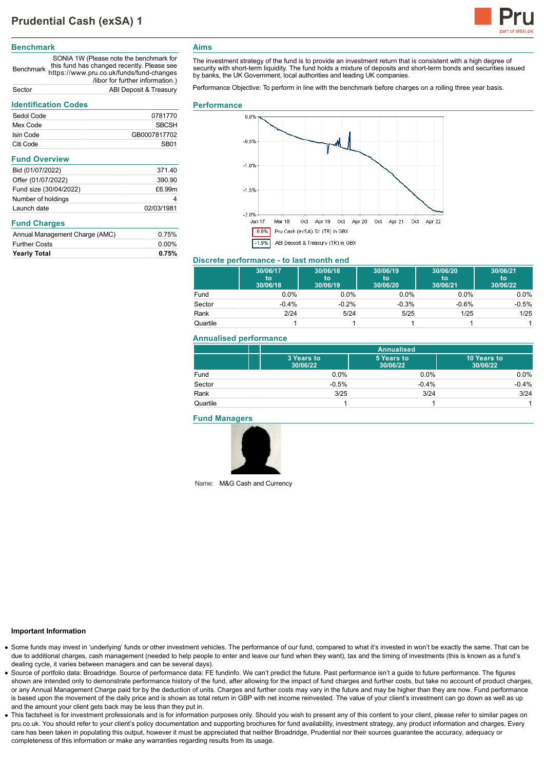# Prudential Cash (exSA) 1

## Benchmark

| | |
|---|---|
| Benchmark | SONIA 1W (Please note the benchmark for this fund has changed recently. Please see https://www.pru.co.uk/funds/fund-changes /libor for further information.) |
| Sector | ABI Deposit & Treasury |

## Identification Codes

| | |
|---|---|
| Sedol Code | 0781770 |
| Mex Code | SBCSH |
| Isin Code | GB0007817702 |
| Citi Code | SB01 |

## Fund Overview

| | |
|---|---|
| Bid (01/07/2022) | 371.40 |
| Offer (01/07/2022) | 390.90 |
| Fund size (30/04/2022) | £6.99m |
| Number of holdings | 4 |
| Launch date | 02/03/1981 |

## Fund Charges

| | |
|---|---|
| Annual Management Charge (AMC) | 0.75% |
| Further Costs | 0.00% |
| **Yearly Total** | **0.75%** |

## Aims

The investment strategy of the fund is to provide an investment return that is consistent with a high degree of security with short-term liquidity. The fund holds a mixture of deposits and short-term bonds and securities issued by banks, the UK Government, local authorities and leading UK companies.

Performance Objective: To perform in line with the benchmark before charges on a rolling three year basis.

## Performance

0.0% Pru Cash (exSA) S1 (TR) in GBX

-1.9% ABI Deposit & Treasury (TR) in GBX

## Discrete performance - to last month end

| | 30/06/17 to 30/06/18 | 30/06/18 to 30/06/19 | 30/06/19 to 30/06/20 | 30/06/20 to 30/06/21 | 30/06/21 to 30/06/22 |
|---|---|---|---|---|---|
| Fund | 0.0% | 0.0% | 0.0% | 0.0% | 0.0% |
| Sector | -0.4% | -0.2% | -0.3% | -0.6% | -0.5% |
| Rank | 2/24 | 5/24 | 5/25 | 1/25 | 1/25 |
| Quartile | 1 | 1 | 1 | 1 | 1 |

## Annualised performance

| | Annualised | | |
|---|---|---|---|
| | 3 Years to 30/06/22 | 5 Years to 30/06/22 | 10 Years to 30/06/22 |
| Fund | 0.0% | 0.0% | 0.0% |
| Sector | -0.5% | -0.4% | -0.4% |
| Rank | 3/25 | 3/24 | 3/24 |
| Quartile | 1 | 1 | 1 |

## Fund Managers

Name: M&G Cash and Currency

### Important Information

- Some funds may invest in 'underlying' funds or other investment vehicles. The performance of our fund, compared to what it's invested in won't be exactly the same. That can be due to additional charges, cash management (needed to help people to enter and leave our fund when they want), tax and the timing of investments (this is known as a fund's dealing cycle, it varies between managers and can be several days).
- Source of portfolio data: Broadridge. Source of performance data: FE fundinfo. We can't predict the future. Past performance isn't a guide to future performance. The figures shown are intended only to demonstrate performance history of the fund, after allowing for the impact of fund charges and further costs, but take no account of product charges, or any Annual Management Charge paid for by the deduction of units. Charges and further costs may vary in the future and may be higher than they are now. Fund performance is based upon the movement of the daily price and is shown as total return in GBP with net income reinvested. The value of your client's investment can go down as well as up and the amount your client gets back may be less than they put in.
- This factsheet is for investment professionals and is for information purposes only. Should you wish to present any of this content to your client, please refer to similar pages on pru.co.uk. You should refer to your client's policy documentation and supporting brochures for fund availability, investment strategy, any product information and charges. Every care has been taken in populating this output, however it must be appreciated that neither Broadridge, Prudential nor their sources guarantee the accuracy, adequacy or completeness of this information or make any warranties regarding results from its usage.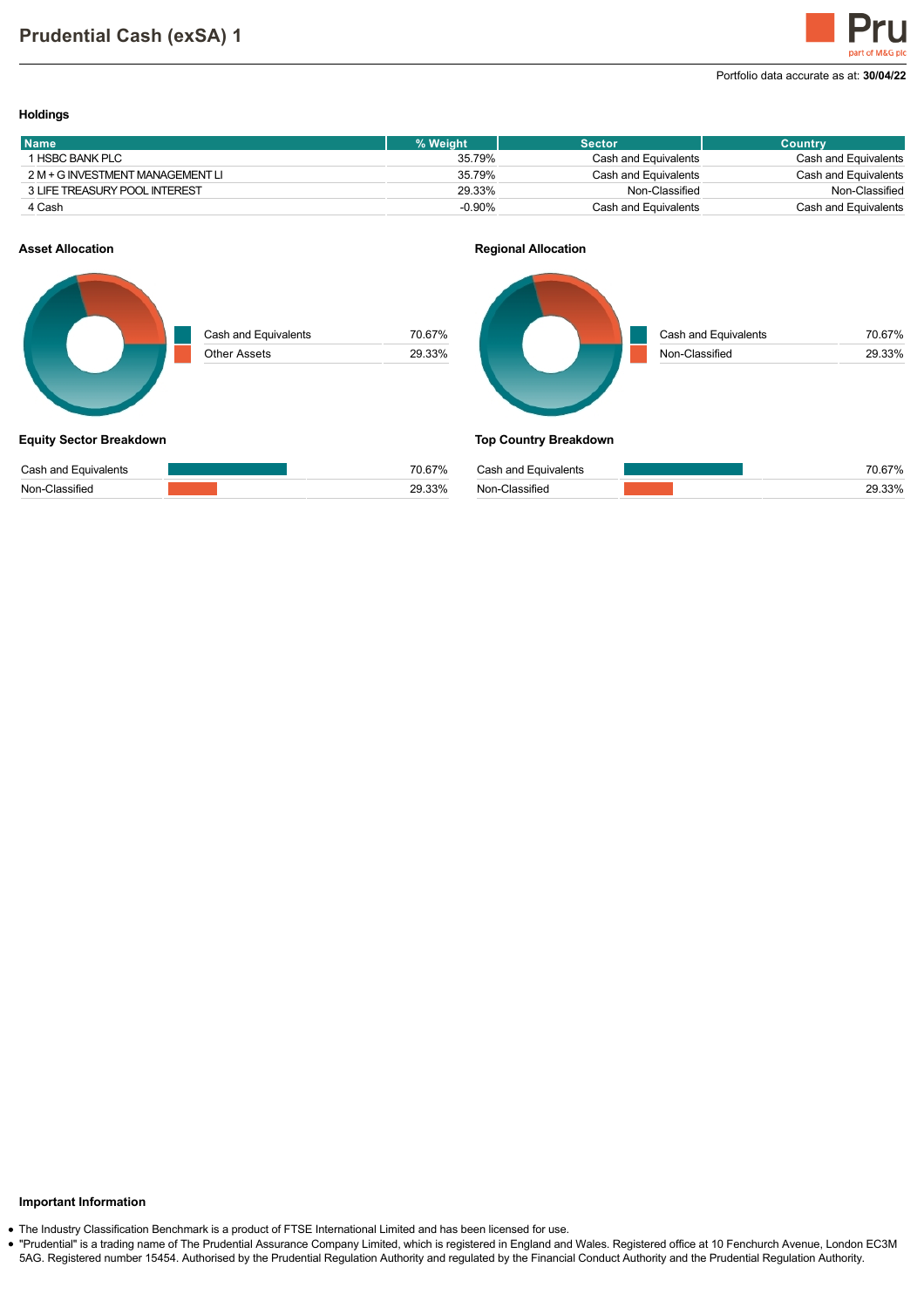# Prudential Cash (exSA) 1

Portfolio data accurate as at: **30/04/22**

### Holdings

| Name | % Weight | Sector | Country |
|---|---|---|---|
| 1 HSBC BANK PLC | 35.79% | Cash and Equivalents | Cash and Equivalents |
| 2 M + G INVESTMENT MANAGEMENT LI | 35.79% | Cash and Equivalents | Cash and Equivalents |
| 3 LIFE TREASURY POOL INTEREST | 29.33% | Non-Classified | Non-Classified |
| 4 Cash | -0.90% | Cash and Equivalents | Cash and Equivalents |

### Asset Allocation

Cash and Equivalents 70.67%
Other Assets 29.33%

### Regional Allocation

Cash and Equivalents 70.67%
Non-Classified 29.33%

### Equity Sector Breakdown

Cash and Equivalents 70.67%
Non-Classified 29.33%

### Top Country Breakdown

Cash and Equivalents 70.67%
Non-Classified 29.33%

### Important Information

- The Industry Classification Benchmark is a product of FTSE International Limited and has been licensed for use.
- "Prudential" is a trading name of The Prudential Assurance Company Limited, which is registered in England and Wales. Registered office at 10 Fenchurch Avenue, London EC3M 5AG. Registered number 15454. Authorised by the Prudential Regulation Authority and regulated by the Financial Conduct Authority and the Prudential Regulation Authority.